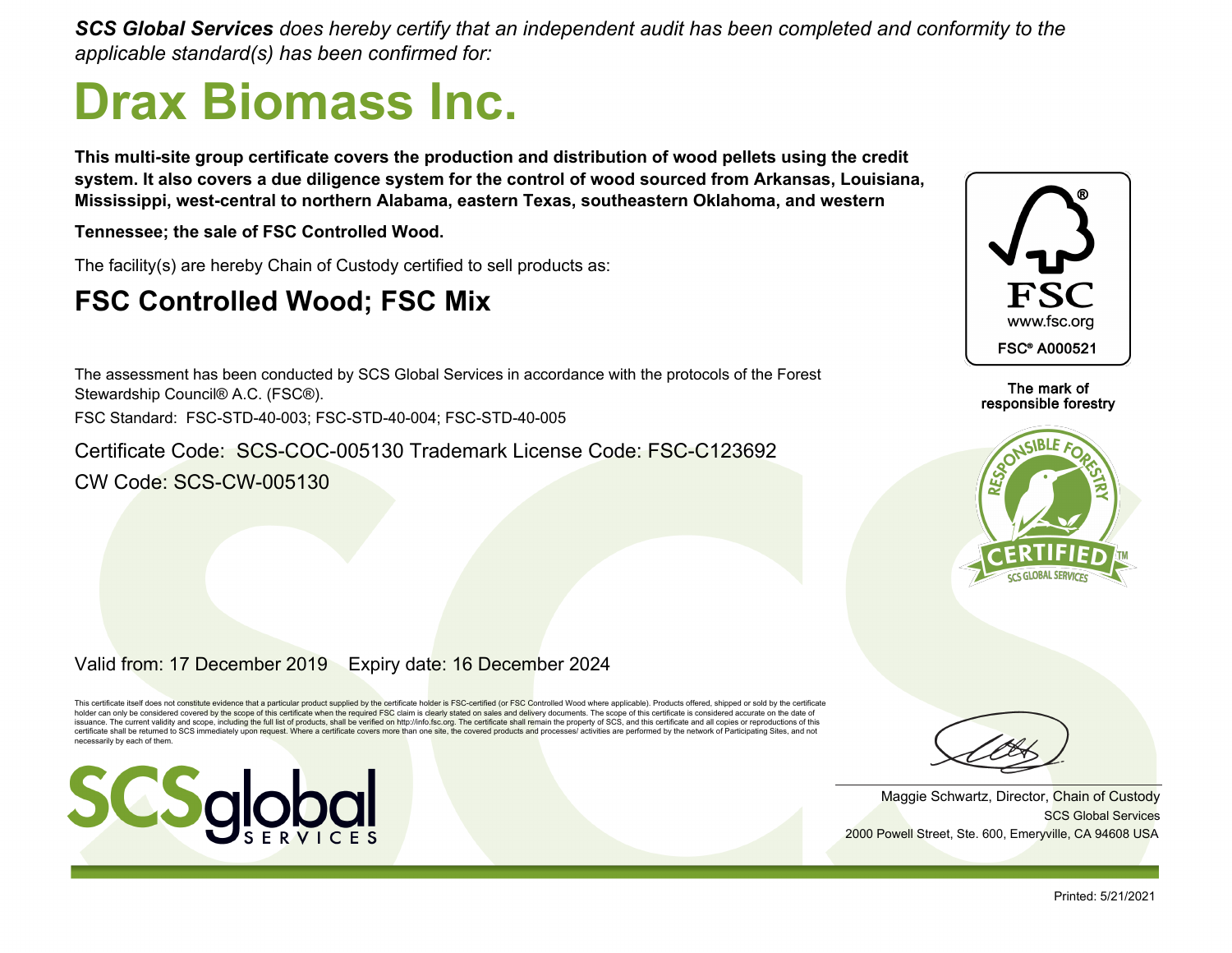***SCS Global Services** does hereby certify that an independent audit has been completed and conformity to the applicable standard(s) has been confirmed for:*

# Drax Biomass Inc.

**This multi-site group certificate covers the production and distribution of wood pellets using the credit system. It also covers a due diligence system for the control of wood sourced from Arkansas, Louisiana, Mississippi, west-central to northern Alabama, eastern Texas, southeastern Oklahoma, and western Tennessee; the sale of FSC Controlled Wood.**

The facility(s) are hereby Chain of Custody certified to sell products as:

## FSC Controlled Wood; FSC Mix

The assessment has been conducted by SCS Global Services in accordance with the protocols of the Forest Stewardship Council® A.C. (FSC®).

FSC Standard: FSC-STD-40-003; FSC-STD-40-004; FSC-STD-40-005

Certificate Code: SCS-COC-005130 Trademark License Code: FSC-C123692

CW Code: SCS-CW-005130

FSC
www.fsc.org
FSC® A000521

The mark of responsible forestry

RESPONSIBLE FORESTRY CERTIFIED™ SCS GLOBAL SERVICES

Valid from: 17 December 2019 Expiry date: 16 December 2024

This certificate itself does not constitute evidence that a particular product supplied by the certificate holder is FSC-certified (or FSC Controlled Wood where applicable). Products offered, shipped or sold by the certificate holder can only be considered covered by the scope of this certificate when the required FSC claim is clearly stated on sales and delivery documents. The scope of this certificate is considered accurate on the date of issuance. The current validity and scope, including the full list of products, shall be verified on http://info.fsc.org. The certificate shall remain the property of SCS, and this certificate and all copies or reproductions of this certificate shall be returned to SCS immediately upon request. Where a certificate covers more than one site, the covered products and processes/ activities are performed by the network of Participating Sites, and not necessarily by each of them.

SCS global SERVICES

Maggie Schwartz, Director, Chain of Custody
SCS Global Services
2000 Powell Street, Ste. 600, Emeryville, CA 94608 USA

Printed: 5/21/2021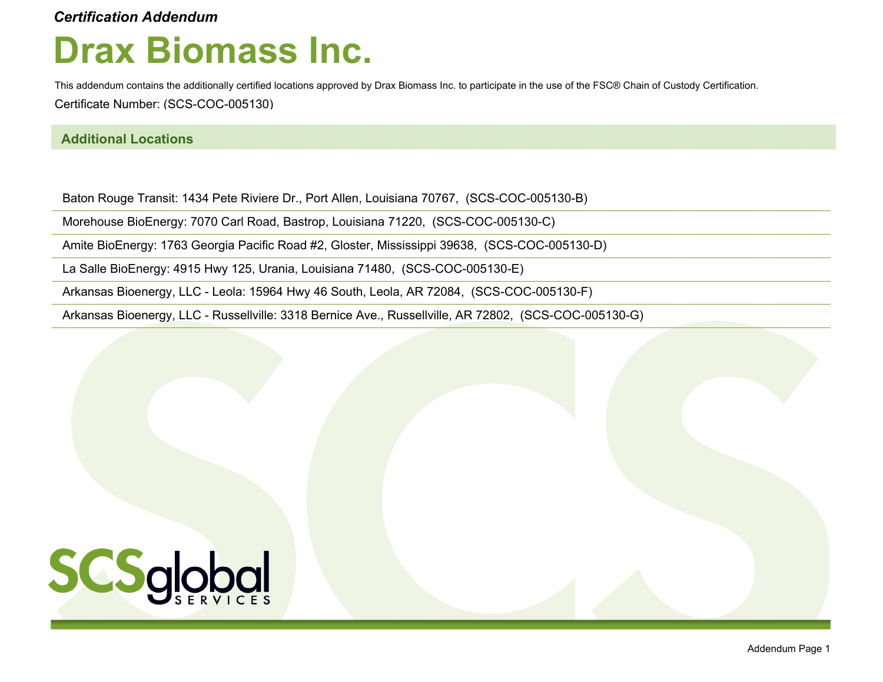*Certification Addendum*

# Drax Biomass Inc.

This addendum contains the additionally certified locations approved by Drax Biomass Inc. to participate in the use of the FSC® Chain of Custody Certification.

Certificate Number: (SCS-COC-005130)

## Additional Locations

Baton Rouge Transit: 1434 Pete Riviere Dr., Port Allen, Louisiana 70767, (SCS-COC-005130-B)

Morehouse BioEnergy: 7070 Carl Road, Bastrop, Louisiana 71220, (SCS-COC-005130-C)

Amite BioEnergy: 1763 Georgia Pacific Road #2, Gloster, Mississippi 39638, (SCS-COC-005130-D)

La Salle BioEnergy: 4915 Hwy 125, Urania, Louisiana 71480, (SCS-COC-005130-E)

Arkansas Bioenergy, LLC - Leola: 15964 Hwy 46 South, Leola, AR 72084, (SCS-COC-005130-F)

Arkansas Bioenergy, LLC - Russellville: 3318 Bernice Ave., Russellville, AR 72802, (SCS-COC-005130-G)

SCSglobal SERVICES